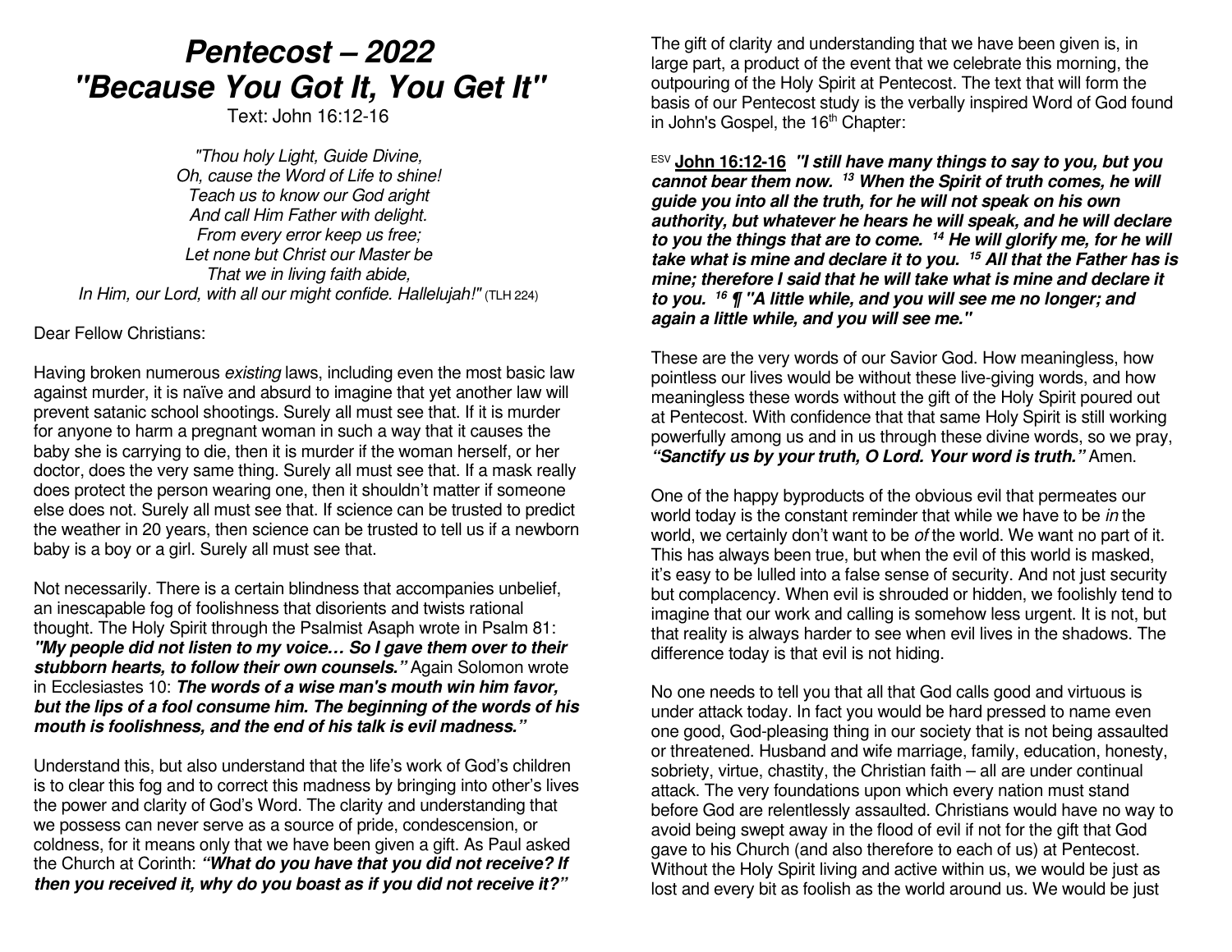# *Pentecost – 2022*
# *"Because You Got It, You Get It"*

Text: John 16:12-16

*"Thou holy Light, Guide Divine,*
*Oh, cause the Word of Life to shine!*
*Teach us to know our God aright*
*And call Him Father with delight.*
*From every error keep us free;*
*Let none but Christ our Master be*
*That we in living faith abide,*
*In Him, our Lord, with all our might confide. Hallelujah!"* (TLH 224)

Dear Fellow Christians:

Having broken numerous *existing* laws, including even the most basic law against murder, it is naïve and absurd to imagine that yet another law will prevent satanic school shootings. Surely all must see that. If it is murder for anyone to harm a pregnant woman in such a way that it causes the baby she is carrying to die, then it is murder if the woman herself, or her doctor, does the very same thing. Surely all must see that. If a mask really does protect the person wearing one, then it shouldn't matter if someone else does not. Surely all must see that. If science can be trusted to predict the weather in 20 years, then science can be trusted to tell us if a newborn baby is a boy or a girl. Surely all must see that.

Not necessarily. There is a certain blindness that accompanies unbelief, an inescapable fog of foolishness that disorients and twists rational thought. The Holy Spirit through the Psalmist Asaph wrote in Psalm 81: ***"My people did not listen to my voice… So I gave them over to their stubborn hearts, to follow their own counsels."*** Again Solomon wrote in Ecclesiastes 10: ***The words of a wise man's mouth win him favor, but the lips of a fool consume him. The beginning of the words of his mouth is foolishness, and the end of his talk is evil madness."***

Understand this, but also understand that the life's work of God's children is to clear this fog and to correct this madness by bringing into other's lives the power and clarity of God's Word. The clarity and understanding that we possess can never serve as a source of pride, condescension, or coldness, for it means only that we have been given a gift. As Paul asked the Church at Corinth: ***"What do you have that you did not receive? If then you received it, why do you boast as if you did not receive it?"***

The gift of clarity and understanding that we have been given is, in large part, a product of the event that we celebrate this morning, the outpouring of the Holy Spirit at Pentecost. The text that will form the basis of our Pentecost study is the verbally inspired Word of God found in John's Gospel, the 16th Chapter:

ESV **John 16:12-16** ***"I still have many things to say to you, but you cannot bear them now. 13 When the Spirit of truth comes, he will guide you into all the truth, for he will not speak on his own authority, but whatever he hears he will speak, and he will declare to you the things that are to come. 14 He will glorify me, for he will take what is mine and declare it to you. 15 All that the Father has is mine; therefore I said that he will take what is mine and declare it to you. 16 ¶ "A little while, and you will see me no longer; and again a little while, and you will see me."***

These are the very words of our Savior God. How meaningless, how pointless our lives would be without these live-giving words, and how meaningless these words without the gift of the Holy Spirit poured out at Pentecost. With confidence that that same Holy Spirit is still working powerfully among us and in us through these divine words, so we pray, ***"Sanctify us by your truth, O Lord. Your word is truth."*** Amen.

One of the happy byproducts of the obvious evil that permeates our world today is the constant reminder that while we have to be *in* the world, we certainly don't want to be *of* the world. We want no part of it. This has always been true, but when the evil of this world is masked, it's easy to be lulled into a false sense of security. And not just security but complacency. When evil is shrouded or hidden, we foolishly tend to imagine that our work and calling is somehow less urgent. It is not, but that reality is always harder to see when evil lives in the shadows. The difference today is that evil is not hiding.

No one needs to tell you that all that God calls good and virtuous is under attack today. In fact you would be hard pressed to name even one good, God-pleasing thing in our society that is not being assaulted or threatened. Husband and wife marriage, family, education, honesty, sobriety, virtue, chastity, the Christian faith – all are under continual attack. The very foundations upon which every nation must stand before God are relentlessly assaulted. Christians would have no way to avoid being swept away in the flood of evil if not for the gift that God gave to his Church (and also therefore to each of us) at Pentecost. Without the Holy Spirit living and active within us, we would be just as lost and every bit as foolish as the world around us. We would be just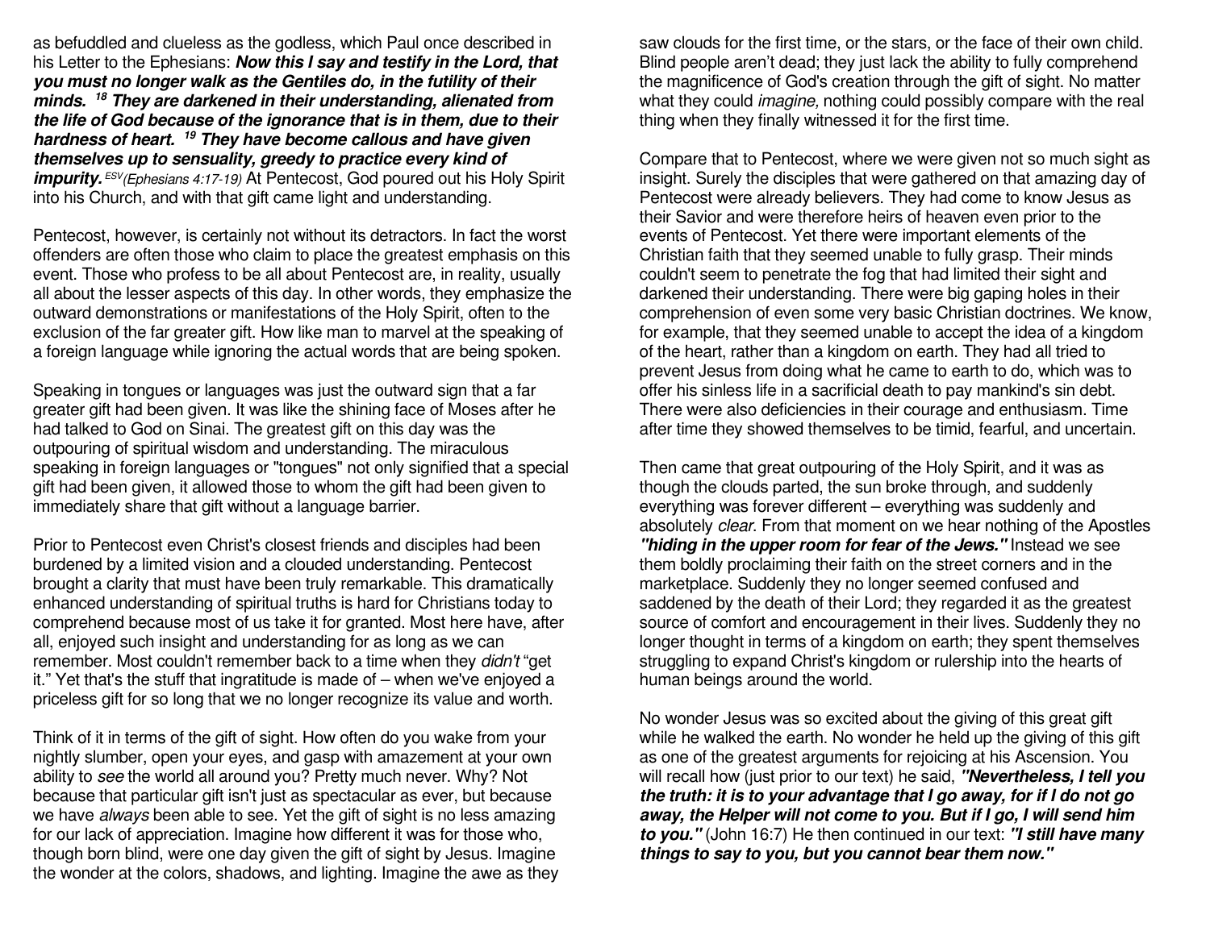as befuddled and clueless as the godless, which Paul once described in his Letter to the Ephesians: ***Now this I say and testify in the Lord, that you must no longer walk as the Gentiles do, in the futility of their minds. 18 They are darkened in their understanding, alienated from the life of God because of the ignorance that is in them, due to their hardness of heart. 19 They have become callous and have given themselves up to sensuality, greedy to practice every kind of impurity.*** *ESV(Ephesians 4:17-19)* At Pentecost, God poured out his Holy Spirit into his Church, and with that gift came light and understanding.

Pentecost, however, is certainly not without its detractors. In fact the worst offenders are often those who claim to place the greatest emphasis on this event. Those who profess to be all about Pentecost are, in reality, usually all about the lesser aspects of this day. In other words, they emphasize the outward demonstrations or manifestations of the Holy Spirit, often to the exclusion of the far greater gift. How like man to marvel at the speaking of a foreign language while ignoring the actual words that are being spoken.

Speaking in tongues or languages was just the outward sign that a far greater gift had been given. It was like the shining face of Moses after he had talked to God on Sinai. The greatest gift on this day was the outpouring of spiritual wisdom and understanding. The miraculous speaking in foreign languages or "tongues" not only signified that a special gift had been given, it allowed those to whom the gift had been given to immediately share that gift without a language barrier.

Prior to Pentecost even Christ's closest friends and disciples had been burdened by a limited vision and a clouded understanding. Pentecost brought a clarity that must have been truly remarkable. This dramatically enhanced understanding of spiritual truths is hard for Christians today to comprehend because most of us take it for granted. Most here have, after all, enjoyed such insight and understanding for as long as we can remember. Most couldn't remember back to a time when they *didn't* "get it." Yet that's the stuff that ingratitude is made of – when we've enjoyed a priceless gift for so long that we no longer recognize its value and worth.

Think of it in terms of the gift of sight. How often do you wake from your nightly slumber, open your eyes, and gasp with amazement at your own ability to *see* the world all around you? Pretty much never. Why? Not because that particular gift isn't just as spectacular as ever, but because we have *always* been able to see. Yet the gift of sight is no less amazing for our lack of appreciation. Imagine how different it was for those who, though born blind, were one day given the gift of sight by Jesus. Imagine the wonder at the colors, shadows, and lighting. Imagine the awe as they saw clouds for the first time, or the stars, or the face of their own child. Blind people aren't dead; they just lack the ability to fully comprehend the magnificence of God's creation through the gift of sight. No matter what they could *imagine,* nothing could possibly compare with the real thing when they finally witnessed it for the first time.

Compare that to Pentecost, where we were given not so much sight as insight. Surely the disciples that were gathered on that amazing day of Pentecost were already believers. They had come to know Jesus as their Savior and were therefore heirs of heaven even prior to the events of Pentecost. Yet there were important elements of the Christian faith that they seemed unable to fully grasp. Their minds couldn't seem to penetrate the fog that had limited their sight and darkened their understanding. There were big gaping holes in their comprehension of even some very basic Christian doctrines. We know, for example, that they seemed unable to accept the idea of a kingdom of the heart, rather than a kingdom on earth. They had all tried to prevent Jesus from doing what he came to earth to do, which was to offer his sinless life in a sacrificial death to pay mankind's sin debt. There were also deficiencies in their courage and enthusiasm. Time after time they showed themselves to be timid, fearful, and uncertain.

Then came that great outpouring of the Holy Spirit, and it was as though the clouds parted, the sun broke through, and suddenly everything was forever different – everything was suddenly and absolutely *clear*. From that moment on we hear nothing of the Apostles ***"hiding in the upper room for fear of the Jews."*** Instead we see them boldly proclaiming their faith on the street corners and in the marketplace. Suddenly they no longer seemed confused and saddened by the death of their Lord; they regarded it as the greatest source of comfort and encouragement in their lives. Suddenly they no longer thought in terms of a kingdom on earth; they spent themselves struggling to expand Christ's kingdom or rulership into the hearts of human beings around the world.

No wonder Jesus was so excited about the giving of this great gift while he walked the earth. No wonder he held up the giving of this gift as one of the greatest arguments for rejoicing at his Ascension. You will recall how (just prior to our text) he said, ***"Nevertheless, I tell you the truth: it is to your advantage that I go away, for if I do not go away, the Helper will not come to you. But if I go, I will send him to you."*** (John 16:7) He then continued in our text: ***"I still have many things to say to you, but you cannot bear them now."***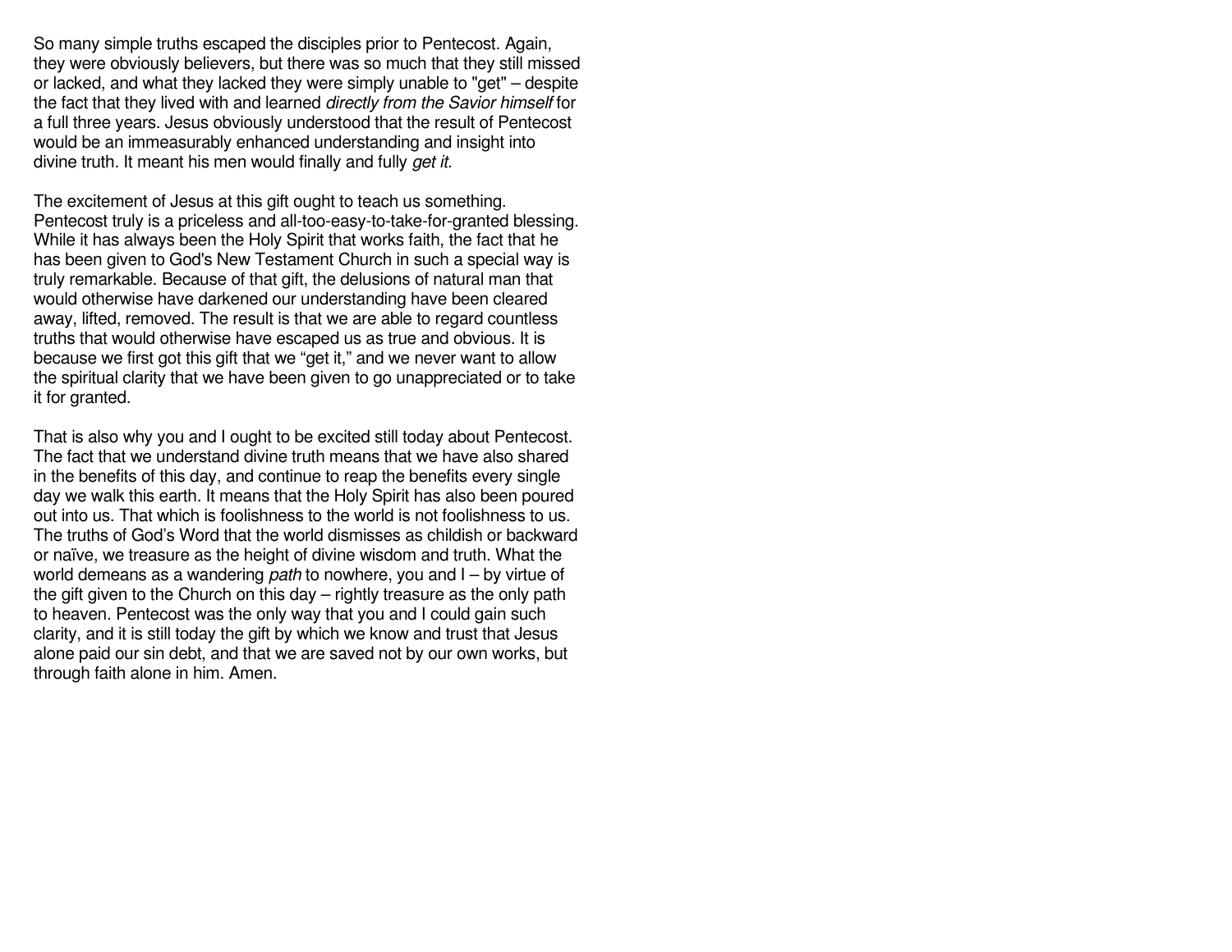So many simple truths escaped the disciples prior to Pentecost. Again, they were obviously believers, but there was so much that they still missed or lacked, and what they lacked they were simply unable to "get" – despite the fact that they lived with and learned *directly from the Savior himself* for a full three years. Jesus obviously understood that the result of Pentecost would be an immeasurably enhanced understanding and insight into divine truth. It meant his men would finally and fully *get it.*

The excitement of Jesus at this gift ought to teach us something. Pentecost truly is a priceless and all-too-easy-to-take-for-granted blessing. While it has always been the Holy Spirit that works faith, the fact that he has been given to God's New Testament Church in such a special way is truly remarkable. Because of that gift, the delusions of natural man that would otherwise have darkened our understanding have been cleared away, lifted, removed. The result is that we are able to regard countless truths that would otherwise have escaped us as true and obvious. It is because we first got this gift that we "get it," and we never want to allow the spiritual clarity that we have been given to go unappreciated or to take it for granted.

That is also why you and I ought to be excited still today about Pentecost. The fact that we understand divine truth means that we have also shared in the benefits of this day, and continue to reap the benefits every single day we walk this earth. It means that the Holy Spirit has also been poured out into us. That which is foolishness to the world is not foolishness to us. The truths of God's Word that the world dismisses as childish or backward or naïve, we treasure as the height of divine wisdom and truth. What the world demeans as a wandering *path* to nowhere, you and I – by virtue of the gift given to the Church on this day – rightly treasure as the only path to heaven. Pentecost was the only way that you and I could gain such clarity, and it is still today the gift by which we know and trust that Jesus alone paid our sin debt, and that we are saved not by our own works, but through faith alone in him. Amen.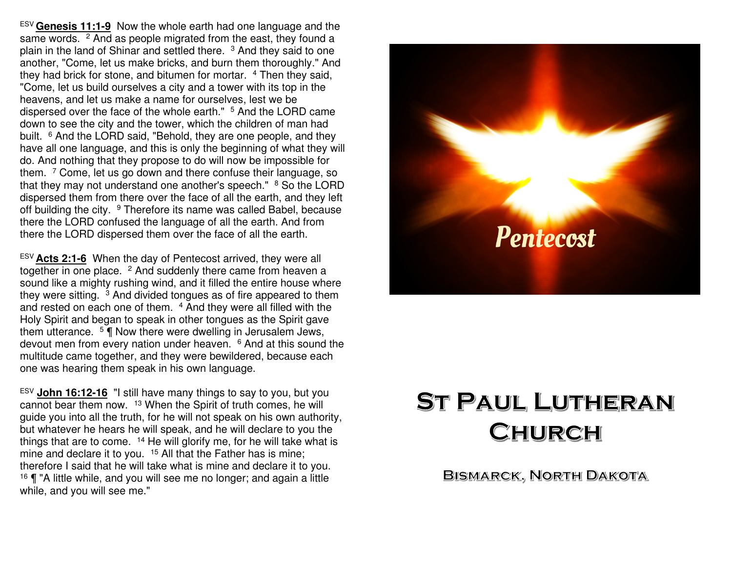ESV **Genesis 11:1-9** Now the whole earth had one language and the same words. [2] And as people migrated from the east, they found a plain in the land of Shinar and settled there. [3] And they said to one another, "Come, let us make bricks, and burn them thoroughly." And they had brick for stone, and bitumen for mortar. [4] Then they said, "Come, let us build ourselves a city and a tower with its top in the heavens, and let us make a name for ourselves, lest we be dispersed over the face of the whole earth." [5] And the LORD came down to see the city and the tower, which the children of man had built. [6] And the LORD said, "Behold, they are one people, and they have all one language, and this is only the beginning of what they will do. And nothing that they propose to do will now be impossible for them. [7] Come, let us go down and there confuse their language, so that they may not understand one another's speech." [8] So the LORD dispersed them from there over the face of all the earth, and they left off building the city. [9] Therefore its name was called Babel, because there the LORD confused the language of all the earth. And from there the LORD dispersed them over the face of all the earth.

ESV **Acts 2:1-6** When the day of Pentecost arrived, they were all together in one place. [2] And suddenly there came from heaven a sound like a mighty rushing wind, and it filled the entire house where they were sitting. [3] And divided tongues as of fire appeared to them and rested on each one of them. [4] And they were all filled with the Holy Spirit and began to speak in other tongues as the Spirit gave them utterance. [5] ¶ Now there were dwelling in Jerusalem Jews, devout men from every nation under heaven. [6] And at this sound the multitude came together, and they were bewildered, because each one was hearing them speak in his own language.

ESV **John 16:12-16** "I still have many things to say to you, but you cannot bear them now. [13] When the Spirit of truth comes, he will guide you into all the truth, for he will not speak on his own authority, but whatever he hears he will speak, and he will declare to you the things that are to come. [14] He will glorify me, for he will take what is mine and declare it to you. [15] All that the Father has is mine; therefore I said that he will take what is mine and declare it to you. [16] ¶ "A little while, and you will see me no longer; and again a little while, and you will see me."

*Pentecost*

# St Paul Lutheran Church

## Bismarck, North Dakota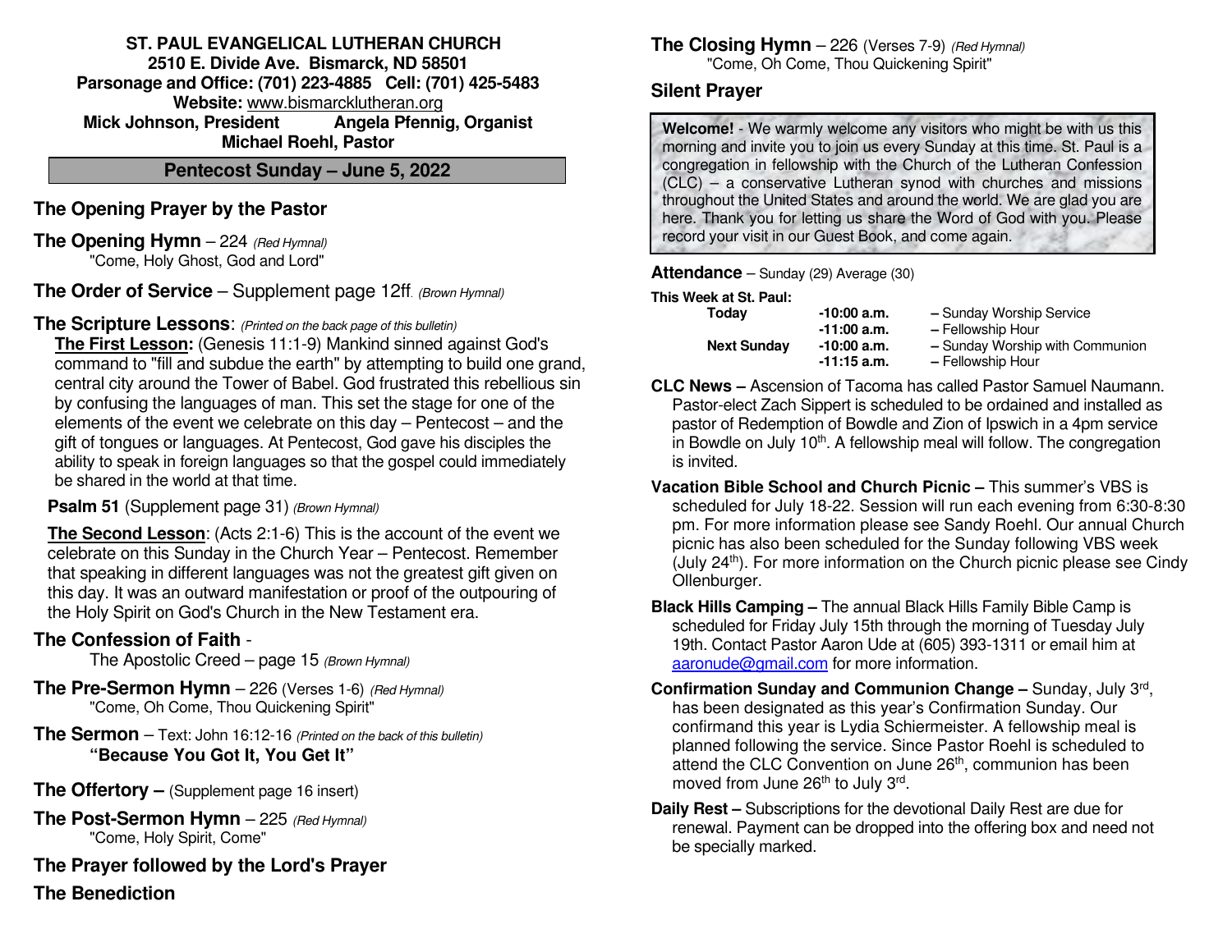**ST. PAUL EVANGELICAL LUTHERAN CHURCH**
**2510 E. Divide Ave. Bismarck, ND 58501**
**Parsonage and Office: (701) 223-4885 Cell: (701) 425-5483**
**Website:** www.bismarcklutheran.org
**Mick Johnson, President Angela Pfennig, Organist**
**Michael Roehl, Pastor**

## Pentecost Sunday – June 5, 2022

### The Opening Prayer by the Pastor

**The Opening Hymn** – 224 *(Red Hymnal)*
"Come, Holy Ghost, God and Lord"

**The Order of Service** – Supplement page 12ff. *(Brown Hymnal)*

**The Scripture Lessons**: *(Printed on the back page of this bulletin)*

**The First Lesson:** (Genesis 11:1-9) Mankind sinned against God's command to "fill and subdue the earth" by attempting to build one grand, central city around the Tower of Babel. God frustrated this rebellious sin by confusing the languages of man. This set the stage for one of the elements of the event we celebrate on this day – Pentecost – and the gift of tongues or languages. At Pentecost, God gave his disciples the ability to speak in foreign languages so that the gospel could immediately be shared in the world at that time.

**Psalm 51** (Supplement page 31) *(Brown Hymnal)*

**The Second Lesson**: (Acts 2:1-6) This is the account of the event we celebrate on this Sunday in the Church Year – Pentecost. Remember that speaking in different languages was not the greatest gift given on this day. It was an outward manifestation or proof of the outpouring of the Holy Spirit on God's Church in the New Testament era.

**The Confession of Faith** -
The Apostolic Creed – page 15 *(Brown Hymnal)*

**The Pre-Sermon Hymn** – 226 (Verses 1-6) *(Red Hymnal)*
"Come, Oh Come, Thou Quickening Spirit"

**The Sermon** – Text: John 16:12-16 *(Printed on the back of this bulletin)*
**"Because You Got It, You Get It"**

**The Offertory** – (Supplement page 16 insert)

**The Post-Sermon Hymn** – 225 *(Red Hymnal)*
"Come, Holy Spirit, Come"

### The Prayer followed by the Lord's Prayer

### The Benediction

**The Closing Hymn** – 226 (Verses 7-9) *(Red Hymnal)*
"Come, Oh Come, Thou Quickening Spirit"

### Silent Prayer

**Welcome!** - We warmly welcome any visitors who might be with us this morning and invite you to join us every Sunday at this time. St. Paul is a congregation in fellowship with the Church of the Lutheran Confession (CLC) – a conservative Lutheran synod with churches and missions throughout the United States and around the world. We are glad you are here. Thank you for letting us share the Word of God with you. Please record your visit in our Guest Book, and come again.

**Attendance** – Sunday (29) Average (30)

**This Week at St. Paul:**

| | | |
|---|---|---|
| **Today** | **-10:00 a.m.** | – Sunday Worship Service |
| | **-11:00 a.m.** | – Fellowship Hour |
| **Next Sunday** | **-10:00 a.m.** | – Sunday Worship with Communion |
| | **-11:15 a.m.** | – Fellowship Hour |

**CLC News –** Ascension of Tacoma has called Pastor Samuel Naumann. Pastor-elect Zach Sippert is scheduled to be ordained and installed as pastor of Redemption of Bowdle and Zion of Ipswich in a 4pm service in Bowdle on July 10th. A fellowship meal will follow. The congregation is invited.

**Vacation Bible School and Church Picnic –** This summer's VBS is scheduled for July 18-22. Session will run each evening from 6:30-8:30 pm. For more information please see Sandy Roehl. Our annual Church picnic has also been scheduled for the Sunday following VBS week (July 24th). For more information on the Church picnic please see Cindy Ollenburger.

**Black Hills Camping –** The annual Black Hills Family Bible Camp is scheduled for Friday July 15th through the morning of Tuesday July 19th. Contact Pastor Aaron Ude at (605) 393-1311 or email him at aaronude@gmail.com for more information.

**Confirmation Sunday and Communion Change –** Sunday, July 3rd, has been designated as this year's Confirmation Sunday. Our confirmand this year is Lydia Schiermeister. A fellowship meal is planned following the service. Since Pastor Roehl is scheduled to attend the CLC Convention on June 26th, communion has been moved from June 26th to July 3rd.

**Daily Rest –** Subscriptions for the devotional Daily Rest are due for renewal. Payment can be dropped into the offering box and need not be specially marked.